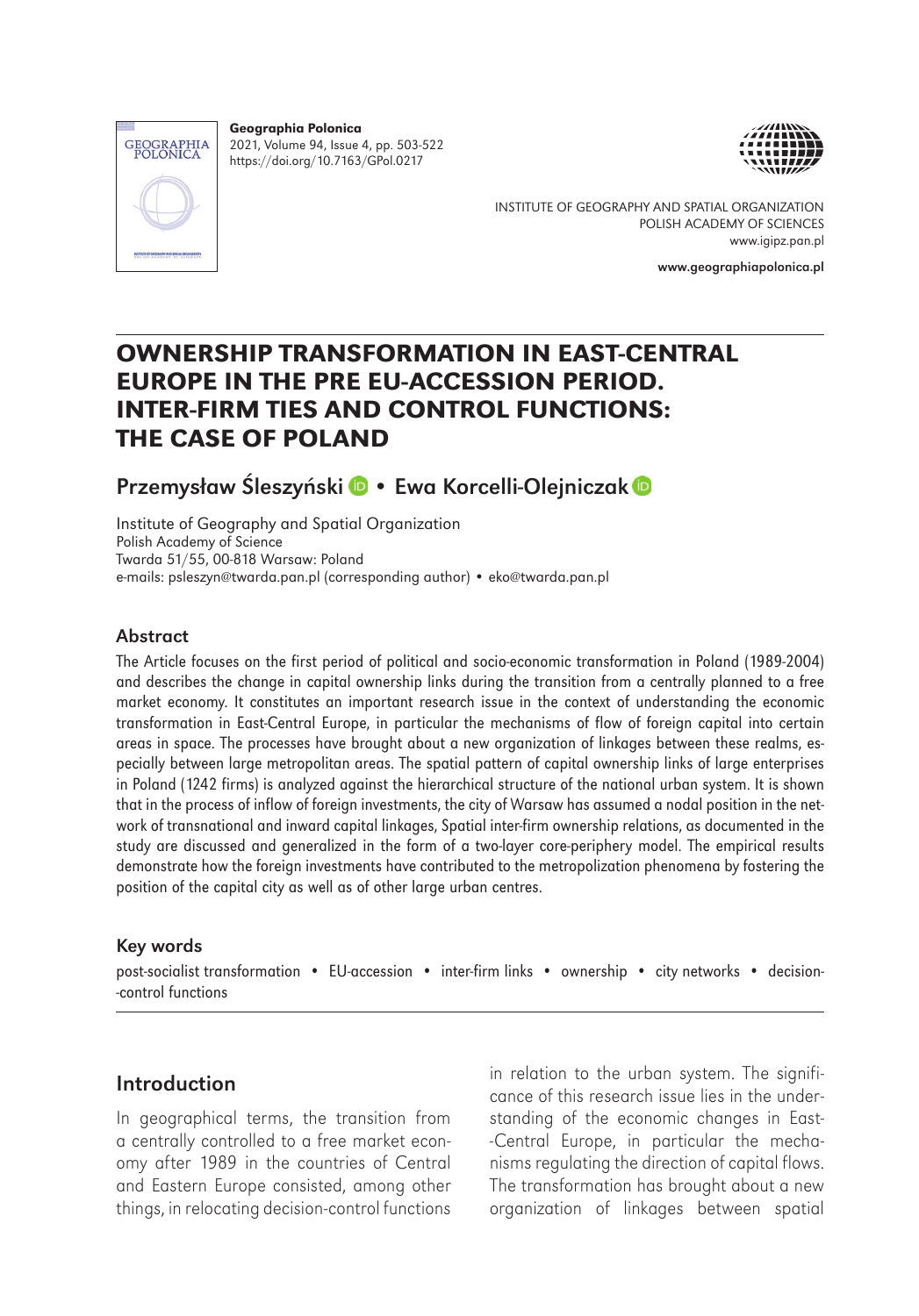Geographia Polonica
2021, Volume 94, Issue 4, pp. 503-522
https://doi.org/10.7163/GPol.0217

INSTITUTE OF GEOGRAPHY AND SPATIAL ORGANIZATION
POLISH ACADEMY OF SCIENCES
www.igipz.pan.pl

www.geographiapolonica.pl

# OWNERSHIP TRANSFORMATION IN EAST-CENTRAL EUROPE IN THE PRE EU-ACCESSION PERIOD. INTER-FIRM TIES AND CONTROL FUNCTIONS: THE CASE OF POLAND

Przemysław Śleszyński • Ewa Korcelli-Olejniczak

Institute of Geography and Spatial Organization
Polish Academy of Science
Twarda 51/55, 00-818 Warsaw: Poland
e-mails: psleszyn@twarda.pan.pl (corresponding author) • eko@twarda.pan.pl

## Abstract

The Article focuses on the first period of political and socio-economic transformation in Poland (1989-2004) and describes the change in capital ownership links during the transition from a centrally planned to a free market economy. It constitutes an important research issue in the context of understanding the economic transformation in East-Central Europe, in particular the mechanisms of flow of foreign capital into certain areas in space. The processes have brought about a new organization of linkages between these realms, especially between large metropolitan areas. The spatial pattern of capital ownership links of large enterprises in Poland (1242 firms) is analyzed against the hierarchical structure of the national urban system. It is shown that in the process of inflow of foreign investments, the city of Warsaw has assumed a nodal position in the network of transnational and inward capital linkages, Spatial inter-firm ownership relations, as documented in the study are discussed and generalized in the form of a two-layer core-periphery model. The empirical results demonstrate how the foreign investments have contributed to the metropolization phenomena by fostering the position of the capital city as well as of other large urban centres.

## Key words

post-socialist transformation • EU-accession • inter-firm links • ownership • city networks • decision-control functions

## Introduction

In geographical terms, the transition from a centrally controlled to a free market economy after 1989 in the countries of Central and Eastern Europe consisted, among other things, in relocating decision-control functions in relation to the urban system. The significance of this research issue lies in the understanding of the economic changes in East-Central Europe, in particular the mechanisms regulating the direction of capital flows. The transformation has brought about a new organization of linkages between spatial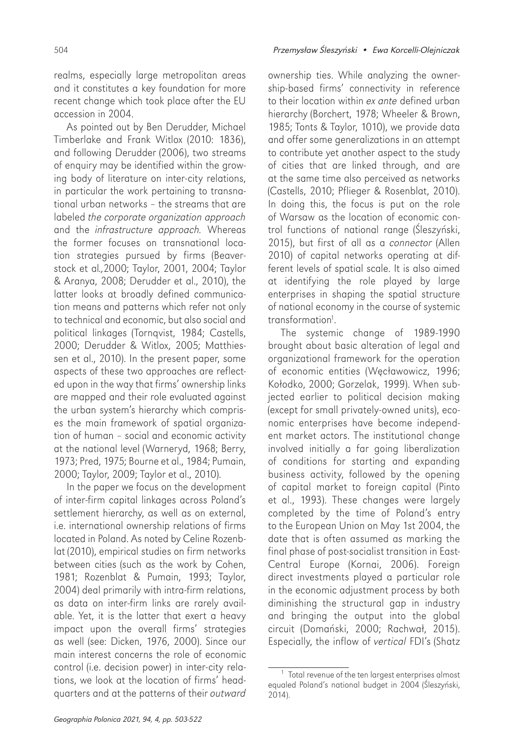realms, especially large metropolitan areas and it constitutes a key foundation for more recent change which took place after the EU accession in 2004.

As pointed out by Ben Derudder, Michael Timberlake and Frank Witlox (2010: 1836), and following Derudder (2006), two streams of enquiry may be identified within the growing body of literature on inter-city relations, in particular the work pertaining to transnational urban networks – the streams that are labeled *the corporate organization approach* and the *infrastructure approach*. Whereas the former focuses on transnational location strategies pursued by firms (Beaverstock et al., 2000; Taylor, 2001, 2004; Taylor & Aranya, 2008; Derudder et al., 2010), the latter looks at broadly defined communication means and patterns which refer not only to technical and economic, but also social and political linkages (Tornqvist, 1984; Castells, 2000; Derudder & Witlox, 2005; Matthiessen et al., 2010). In the present paper, some aspects of these two approaches are reflected upon in the way that firms' ownership links are mapped and their role evaluated against the urban system's hierarchy which comprises the main framework of spatial organization of human – social and economic activity at the national level (Warneryd, 1968; Berry, 1973; Pred, 1975; Bourne et al., 1984; Pumain, 2000; Taylor, 2009; Taylor et al., 2010).

In the paper we focus on the development of inter-firm capital linkages across Poland's settlement hierarchy, as well as on external, i.e. international ownership relations of firms located in Poland. As noted by Celine Rozenblat (2010), empirical studies on firm networks between cities (such as the work by Cohen, 1981; Rozenblat & Pumain, 1993; Taylor, 2004) deal primarily with intra-firm relations, as data on inter-firm links are rarely available. Yet, it is the latter that exert a heavy impact upon the overall firms' strategies as well (see: Dicken, 1976, 2000). Since our main interest concerns the role of economic control (i.e. decision power) in inter-city relations, we look at the location of firms' headquarters and at the patterns of their *outward* ownership ties. While analyzing the ownership-based firms' connectivity in reference to their location within *ex ante* defined urban hierarchy (Borchert, 1978; Wheeler & Brown, 1985; Tonts & Taylor, 1010), we provide data and offer some generalizations in an attempt to contribute yet another aspect to the study of cities that are linked through, and are at the same time also perceived as networks (Castells, 2010; Pflieger & Rosenblat, 2010). In doing this, the focus is put on the role of Warsaw as the location of economic control functions of national range (Śleszyński, 2015), but first of all as a *connector* (Allen 2010) of capital networks operating at different levels of spatial scale. It is also aimed at identifying the role played by large enterprises in shaping the spatial structure of national economy in the course of systemic transformation[1].

The systemic change of 1989-1990 brought about basic alteration of legal and organizational framework for the operation of economic entities (Węcławowicz, 1996; Kołodko, 2000; Gorzelak, 1999). When subjected earlier to political decision making (except for small privately-owned units), economic enterprises have become independent market actors. The institutional change involved initially a far going liberalization of conditions for starting and expanding business activity, followed by the opening of capital market to foreign capital (Pinto et al., 1993). These changes were largely completed by the time of Poland's entry to the European Union on May 1st 2004, the date that is often assumed as marking the final phase of post-socialist transition in East-Central Europe (Kornai, 2006). Foreign direct investments played a particular role in the economic adjustment process by both diminishing the structural gap in industry and bringing the output into the global circuit (Domański, 2000; Rachwał, 2015). Especially, the inflow of *vertical* FDI's (Shatz

[1] Total revenue of the ten largest enterprises almost equaled Poland's national budget in 2004 (Śleszyński, 2014).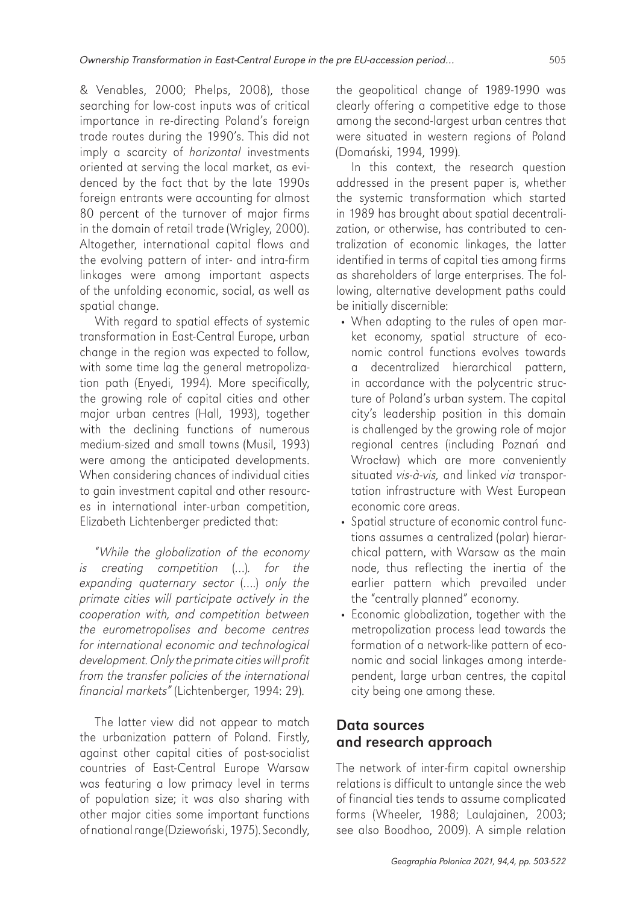& Venables, 2000; Phelps, 2008), those searching for low-cost inputs was of critical importance in re-directing Poland's foreign trade routes during the 1990's. This did not imply a scarcity of *horizontal* investments oriented at serving the local market, as evidenced by the fact that by the late 1990s foreign entrants were accounting for almost 80 percent of the turnover of major firms in the domain of retail trade (Wrigley, 2000). Altogether, international capital flows and the evolving pattern of inter- and intra-firm linkages were among important aspects of the unfolding economic, social, as well as spatial change.

With regard to spatial effects of systemic transformation in East-Central Europe, urban change in the region was expected to follow, with some time lag the general metropolization path (Enyedi, 1994). More specifically, the growing role of capital cities and other major urban centres (Hall, 1993), together with the declining functions of numerous medium-sized and small towns (Musil, 1993) were among the anticipated developments. When considering chances of individual cities to gain investment capital and other resources in international inter-urban competition, Elizabeth Lichtenberger predicted that:

> "*While the globalization of the economy is creating competition (…). for the expanding quaternary sector (….) only the primate cities will participate actively in the cooperation with, and competition between the eurometropolises and become centres for international economic and technological development. Only the primate cities will profit from the transfer policies of the international financial markets*" (Lichtenberger, 1994: 29).

The latter view did not appear to match the urbanization pattern of Poland. Firstly, against other capital cities of post-socialist countries of East-Central Europe Warsaw was featuring a low primacy level in terms of population size; it was also sharing with other major cities some important functions of national range (Dziewoński, 1975). Secondly, the geopolitical change of 1989-1990 was clearly offering a competitive edge to those among the second-largest urban centres that were situated in western regions of Poland (Domański, 1994, 1999).

In this context, the research question addressed in the present paper is, whether the systemic transformation which started in 1989 has brought about spatial decentralization, or otherwise, has contributed to centralization of economic linkages, the latter identified in terms of capital ties among firms as shareholders of large enterprises. The following, alternative development paths could be initially discernible:

- When adapting to the rules of open market economy, spatial structure of economic control functions evolves towards a decentralized hierarchical pattern, in accordance with the polycentric structure of Poland's urban system. The capital city's leadership position in this domain is challenged by the growing role of major regional centres (including Poznań and Wrocław) which are more conveniently situated *vis-à-vis,* and linked *via* transportation infrastructure with West European economic core areas.
- Spatial structure of economic control functions assumes a centralized (polar) hierarchical pattern, with Warsaw as the main node, thus reflecting the inertia of the earlier pattern which prevailed under the "centrally planned" economy.
- Economic globalization, together with the metropolization process lead towards the formation of a network-like pattern of economic and social linkages among interdependent, large urban centres, the capital city being one among these.

## Data sources and research approach

The network of inter-firm capital ownership relations is difficult to untangle since the web of financial ties tends to assume complicated forms (Wheeler, 1988; Laulajainen, 2003; see also Boodhoo, 2009). A simple relation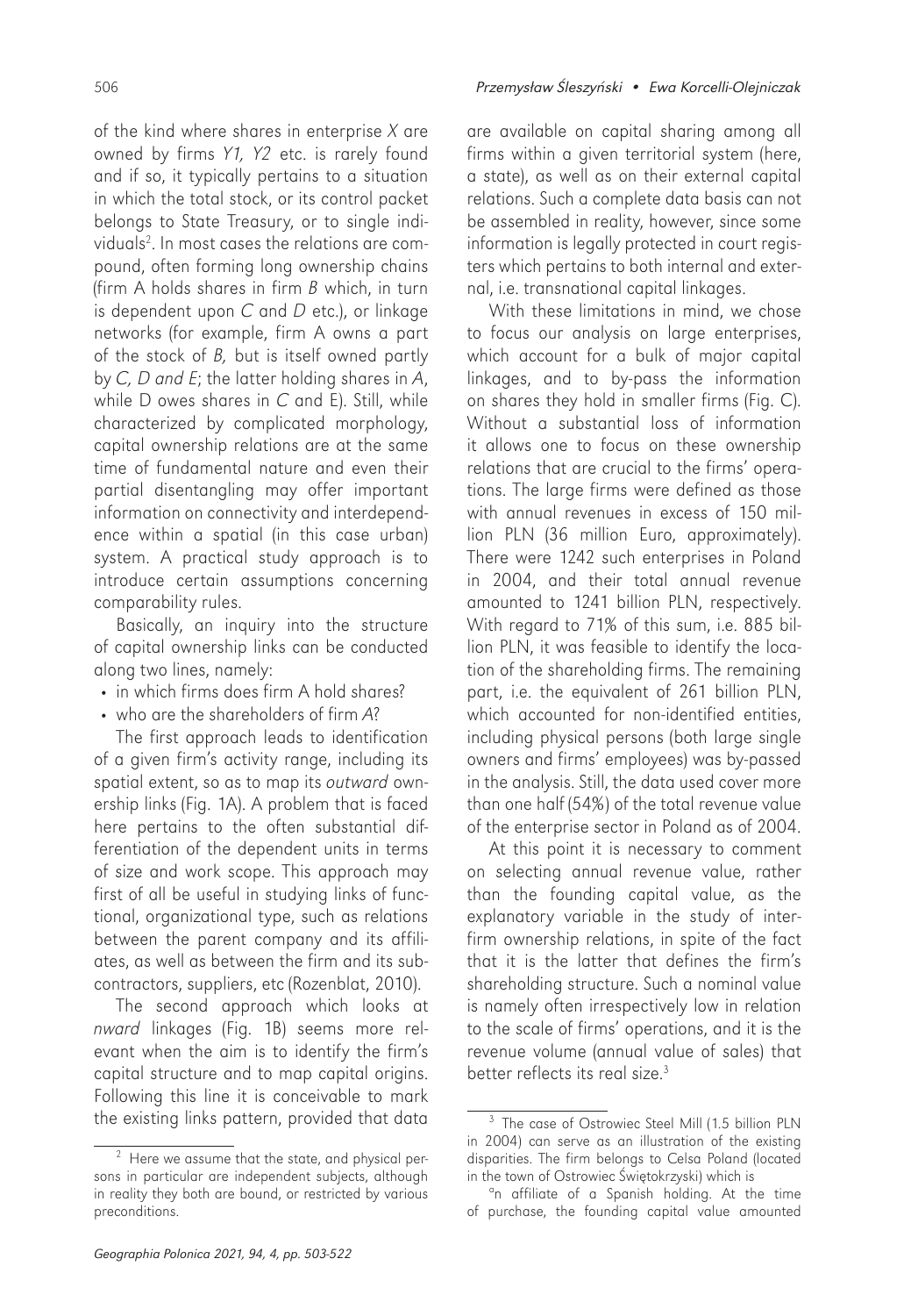of the kind where shares in enterprise *X* are owned by firms *Y1, Y2* etc. is rarely found and if so, it typically pertains to a situation in which the total stock, or its control packet belongs to State Treasury, or to single individuals[2]. In most cases the relations are compound, often forming long ownership chains (firm A holds shares in firm *B* which, in turn is dependent upon *C* and *D* etc.), or linkage networks (for example, firm A owns a part of the stock of *B,* but is itself owned partly by *C, D and E*; the latter holding shares in *A*, while D owes shares in *C* and E). Still, while characterized by complicated morphology, capital ownership relations are at the same time of fundamental nature and even their partial disentangling may offer important information on connectivity and interdependence within a spatial (in this case urban) system. A practical study approach is to introduce certain assumptions concerning comparability rules.

Basically, an inquiry into the structure of capital ownership links can be conducted along two lines, namely:

- in which firms does firm A hold shares?
- who are the shareholders of firm *A*?

The first approach leads to identification of a given firm's activity range, including its spatial extent, so as to map its *outward* ownership links (Fig. 1A). A problem that is faced here pertains to the often substantial differentiation of the dependent units in terms of size and work scope. This approach may first of all be useful in studying links of functional, organizational type, such as relations between the parent company and its affiliates, as well as between the firm and its subcontractors, suppliers, etc (Rozenblat, 2010).

The second approach which looks at *nward* linkages (Fig. 1B) seems more relevant when the aim is to identify the firm's capital structure and to map capital origins. Following this line it is conceivable to mark the existing links pattern, provided that data are available on capital sharing among all firms within a given territorial system (here, a state), as well as on their external capital relations. Such a complete data basis can not be assembled in reality, however, since some information is legally protected in court registers which pertains to both internal and external, i.e. transnational capital linkages.

With these limitations in mind, we chose to focus our analysis on large enterprises, which account for a bulk of major capital linkages, and to by-pass the information on shares they hold in smaller firms (Fig. C). Without a substantial loss of information it allows one to focus on these ownership relations that are crucial to the firms' operations. The large firms were defined as those with annual revenues in excess of 150 million PLN (36 million Euro, approximately). There were 1242 such enterprises in Poland in 2004, and their total annual revenue amounted to 1241 billion PLN, respectively. With regard to 71% of this sum, i.e. 885 billion PLN, it was feasible to identify the location of the shareholding firms. The remaining part, i.e. the equivalent of 261 billion PLN, which accounted for non-identified entities, including physical persons (both large single owners and firms' employees) was by-passed in the analysis. Still, the data used cover more than one half (54%) of the total revenue value of the enterprise sector in Poland as of 2004.

At this point it is necessary to comment on selecting annual revenue value, rather than the founding capital value, as the explanatory variable in the study of inter-firm ownership relations, in spite of the fact that it is the latter that defines the firm's shareholding structure. Such a nominal value is namely often irrespectively low in relation to the scale of firms' operations, and it is the revenue volume (annual value of sales) that better reflects its real size.[3]

---

[2] Here we assume that the state, and physical persons in particular are independent subjects, although in reality they both are bound, or restricted by various preconditions.

[3] The case of Ostrowiec Steel Mill (1.5 billion PLN in 2004) can serve as an illustration of the existing disparities. The firm belongs to Celsa Poland (located in the town of Ostrowiec Świętokrzyski) which is °n affiliate of a Spanish holding. At the time of purchase, the founding capital value amounted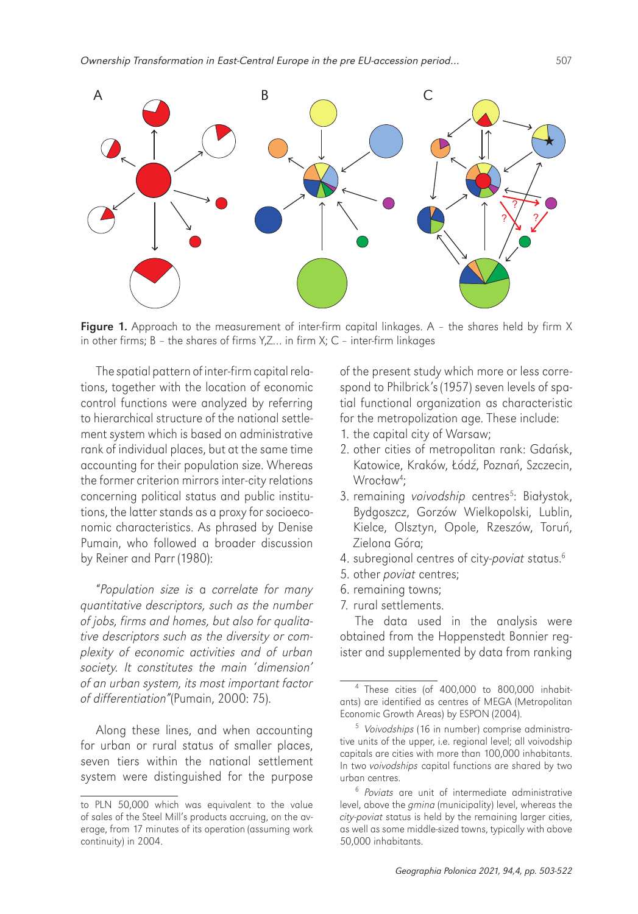Figure 1. Approach to the measurement of inter-firm capital linkages. A – the shares held by firm X in other firms; B – the shares of firms Y,Z... in firm X; C – inter-firm linkages

The spatial pattern of inter-firm capital relations, together with the location of economic control functions were analyzed by referring to hierarchical structure of the national settlement system which is based on administrative rank of individual places, but at the same time accounting for their population size. Whereas the former criterion mirrors inter-city relations concerning political status and public institutions, the latter stands as a proxy for socioeconomic characteristics. As phrased by Denise Pumain, who followed a broader discussion by Reiner and Parr (1980):

"*Population size is a correlate for many quantitative descriptors, such as the number of jobs, firms and homes, but also for qualitative descriptors such as the diversity or complexity of economic activities and of urban society. It constitutes the main 'dimension' of an urban system, its most important factor of differentiation*"(Pumain, 2000: 75).

Along these lines, and when accounting for urban or rural status of smaller places, seven tiers within the national settlement system were distinguished for the purpose of the present study which more or less correspond to Philbrick's (1957) seven levels of spatial functional organization as characteristic for the metropolization age. These include:

1. the capital city of Warsaw;
2. other cities of metropolitan rank: Gdańsk, Katowice, Kraków, Łódź, Poznań, Szczecin, Wrocław[4];
3. remaining *voivodship* centres[5]: Białystok, Bydgoszcz, Gorzów Wielkopolski, Lublin, Kielce, Olsztyn, Opole, Rzeszów, Toruń, Zielona Góra;
4. subregional centres of city-*poviat* status.[6]
5. other *poviat* centres;
6. remaining towns;
7. rural settlements.

The data used in the analysis were obtained from the Hoppenstedt Bonnier register and supplemented by data from ranking

---

to PLN 50,000 which was equivalent to the value of sales of the Steel Mill's products accruing, on the average, from 17 minutes of its operation (assuming work continuity) in 2004.

[4] These cities (of 400,000 to 800,000 inhabitants) are identified as centres of MEGA (Metropolitan Economic Growth Areas) by ESPON (2004).

[5] *Voivodships* (16 in number) comprise administrative units of the upper, i.e. regional level; all voivodship capitals are cities with more than 100,000 inhabitants. In two *voivodships* capital functions are shared by two urban centres.

[6] *Poviats* are unit of intermediate administrative level, above the *gmina* (municipality) level, whereas the *city-poviat* status is held by the remaining larger cities, as well as some middle-sized towns, typically with above 50,000 inhabitants.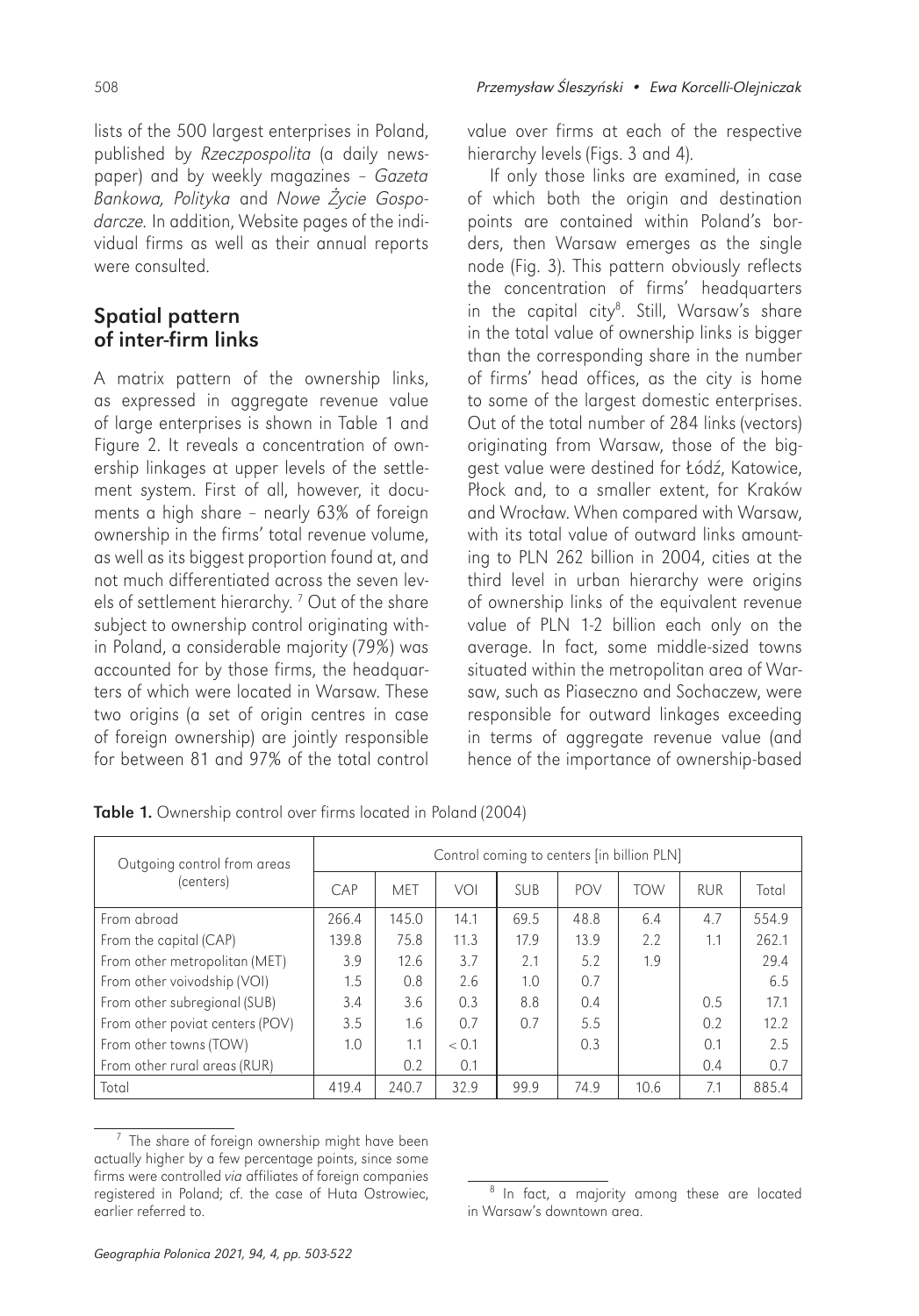lists of the 500 largest enterprises in Poland, published by *Rzeczpospolita* (a daily newspaper) and by weekly magazines – *Gazeta Bankowa, Polityka* and *Nowe Życie Gospodarcze*. In addition, Website pages of the individual firms as well as their annual reports were consulted.

## Spatial pattern of inter-firm links

A matrix pattern of the ownership links, as expressed in aggregate revenue value of large enterprises is shown in Table 1 and Figure 2. It reveals a concentration of ownership linkages at upper levels of the settlement system. First of all, however, it documents a high share – nearly 63% of foreign ownership in the firms' total revenue volume, as well as its biggest proportion found at, and not much differentiated across the seven levels of settlement hierarchy. [7] Out of the share subject to ownership control originating within Poland, a considerable majority (79%) was accounted for by those firms, the headquarters of which were located in Warsaw. These two origins (a set of origin centres in case of foreign ownership) are jointly responsible for between 81 and 97% of the total control value over firms at each of the respective hierarchy levels (Figs. 3 and 4).

If only those links are examined, in case of which both the origin and destination points are contained within Poland's borders, then Warsaw emerges as the single node (Fig. 3). This pattern obviously reflects the concentration of firms' headquarters in the capital city[8]. Still, Warsaw's share in the total value of ownership links is bigger than the corresponding share in the number of firms' head offices, as the city is home to some of the largest domestic enterprises. Out of the total number of 284 links (vectors) originating from Warsaw, those of the biggest value were destined for Łódź, Katowice, Płock and, to a smaller extent, for Kraków and Wrocław. When compared with Warsaw, with its total value of outward links amounting to PLN 262 billion in 2004, cities at the third level in urban hierarchy were origins of ownership links of the equivalent revenue value of PLN 1-2 billion each only on the average. In fact, some middle-sized towns situated within the metropolitan area of Warsaw, such as Piaseczno and Sochaczew, were responsible for outward linkages exceeding in terms of aggregate revenue value (and hence of the importance of ownership-based

**Table 1.** Ownership control over firms located in Poland (2004)

| Outgoing control from areas (centers) | Control coming to centers [in billion PLN] | | | | | | | |
|---|---|---|---|---|---|---|---|---|
| | CAP | MET | VOI | SUB | POV | TOW | RUR | Total |
| From abroad | 266.4 | 145.0 | 14.1 | 69.5 | 48.8 | 6.4 | 4.7 | 554.9 |
| From the capital (CAP) | 139.8 | 75.8 | 11.3 | 17.9 | 13.9 | 2.2 | 1.1 | 262.1 |
| From other metropolitan (MET) | 3.9 | 12.6 | 3.7 | 2.1 | 5.2 | 1.9 | | 29.4 |
| From other voivodship (VOI) | 1.5 | 0.8 | 2.6 | 1.0 | 0.7 | | | 6.5 |
| From other subregional (SUB) | 3.4 | 3.6 | 0.3 | 8.8 | 0.4 | | 0.5 | 17.1 |
| From other poviat centers (POV) | 3.5 | 1.6 | 0.7 | 0.7 | 5.5 | | 0.2 | 12.2 |
| From other towns (TOW) | 1.0 | 1.1 | < 0.1 | | 0.3 | | 0.1 | 2.5 |
| From other rural areas (RUR) | | 0.2 | 0.1 | | | | 0.4 | 0.7 |
| Total | 419.4 | 240.7 | 32.9 | 99.9 | 74.9 | 10.6 | 7.1 | 885.4 |

[7] The share of foreign ownership might have been actually higher by a few percentage points, since some firms were controlled *via* affiliates of foreign companies registered in Poland; cf. the case of Huta Ostrowiec, earlier referred to.

[8] In fact, a majority among these are located in Warsaw's downtown area.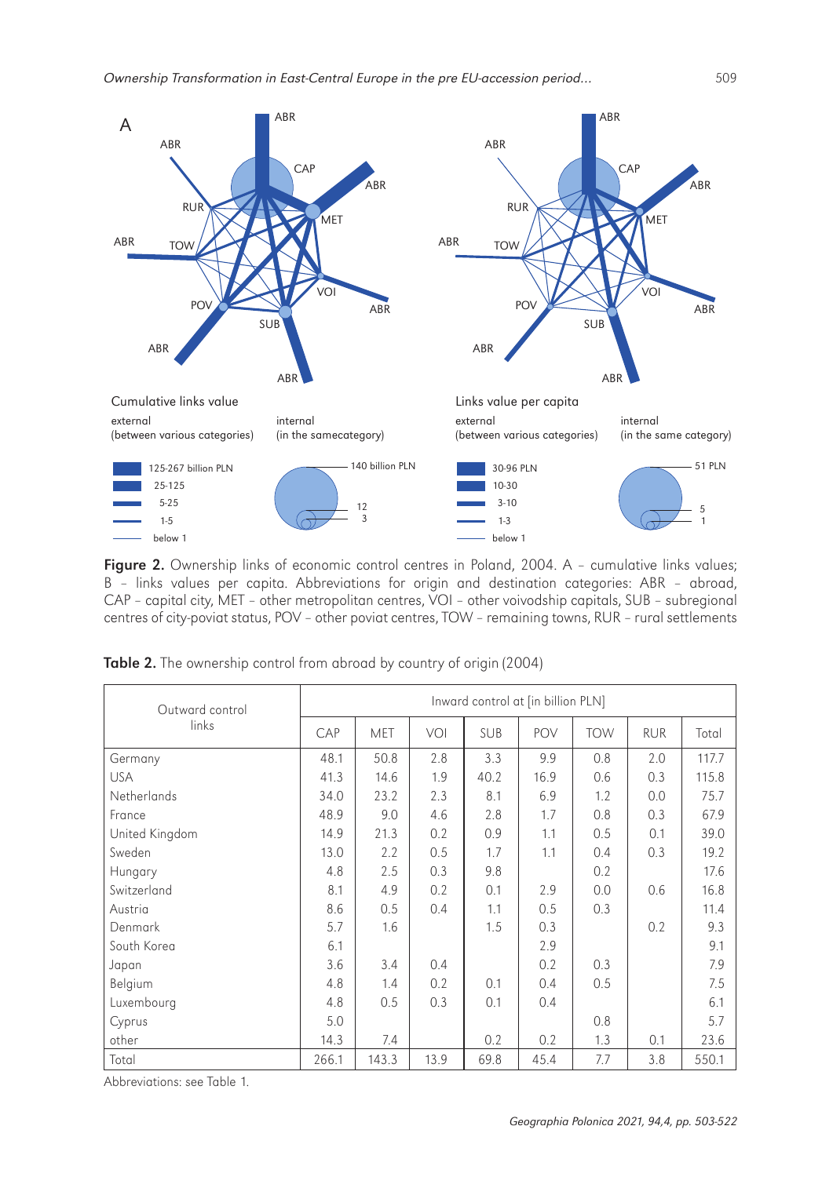**Figure 2.** Ownership links of economic control centres in Poland, 2004. A – cumulative links values; B – links values per capita. Abbreviations for origin and destination categories: ABR – abroad, CAP – capital city, MET – other metropolitan centres, VOI – other voivodship capitals, SUB – subregional centres of city-poviat status, POV – other poviat centres, TOW – remaining towns, RUR – rural settlements

**Table 2.** The ownership control from abroad by country of origin (2004)

| Outward control links | Inward control at [in billion PLN] | | | | | | | |
|---|---|---|---|---|---|---|---|---|
| | CAP | MET | VOI | SUB | POV | TOW | RUR | Total |
| Germany | 48.1 | 50.8 | 2.8 | 3.3 | 9.9 | 0.8 | 2.0 | 117.7 |
| USA | 41.3 | 14.6 | 1.9 | 40.2 | 16.9 | 0.6 | 0.3 | 115.8 |
| Netherlands | 34.0 | 23.2 | 2.3 | 8.1 | 6.9 | 1.2 | 0.0 | 75.7 |
| France | 48.9 | 9.0 | 4.6 | 2.8 | 1.7 | 0.8 | 0.3 | 67.9 |
| United Kingdom | 14.9 | 21.3 | 0.2 | 0.9 | 1.1 | 0.5 | 0.1 | 39.0 |
| Sweden | 13.0 | 2.2 | 0.5 | 1.7 | 1.1 | 0.4 | 0.3 | 19.2 |
| Hungary | 4.8 | 2.5 | 0.3 | 9.8 | | 0.2 | | 17.6 |
| Switzerland | 8.1 | 4.9 | 0.2 | 0.1 | 2.9 | 0.0 | 0.6 | 16.8 |
| Austria | 8.6 | 0.5 | 0.4 | 1.1 | 0.5 | 0.3 | | 11.4 |
| Denmark | 5.7 | 1.6 | | 1.5 | 0.3 | | 0.2 | 9.3 |
| South Korea | 6.1 | | | | 2.9 | | | 9.1 |
| Japan | 3.6 | 3.4 | 0.4 | | 0.2 | 0.3 | | 7.9 |
| Belgium | 4.8 | 1.4 | 0.2 | 0.1 | 0.4 | 0.5 | | 7.5 |
| Luxembourg | 4.8 | 0.5 | 0.3 | 0.1 | 0.4 | | | 6.1 |
| Cyprus | 5.0 | | | | | 0.8 | | 5.7 |
| other | 14.3 | 7.4 | | 0.2 | 0.2 | 1.3 | 0.1 | 23.6 |
| Total | 266.1 | 143.3 | 13.9 | 69.8 | 45.4 | 7.7 | 3.8 | 550.1 |

Abbreviations: see Table 1.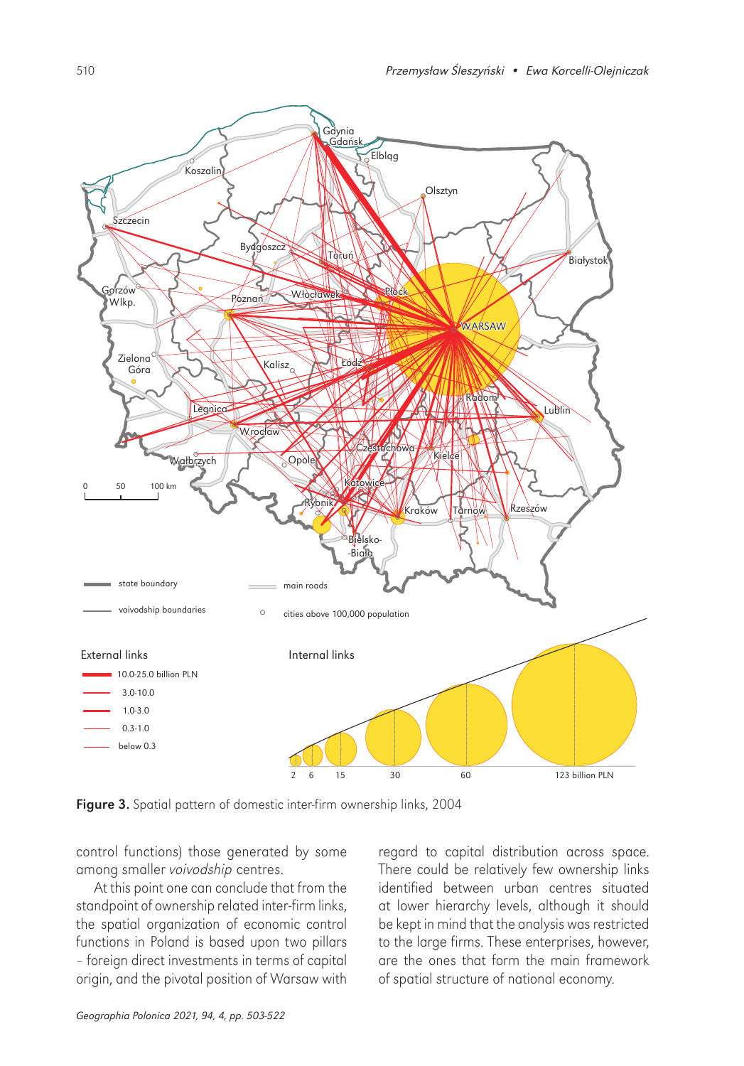**Figure 3.** Spatial pattern of domestic inter-firm ownership links, 2004

control functions) those generated by some among smaller *voivodship* centres.

At this point one can conclude that from the standpoint of ownership related inter-firm links, the spatial organization of economic control functions in Poland is based upon two pillars – foreign direct investments in terms of capital origin, and the pivotal position of Warsaw with regard to capital distribution across space. There could be relatively few ownership links identified between urban centres situated at lower hierarchy levels, although it should be kept in mind that the analysis was restricted to the large firms. These enterprises, however, are the ones that form the main framework of spatial structure of national economy.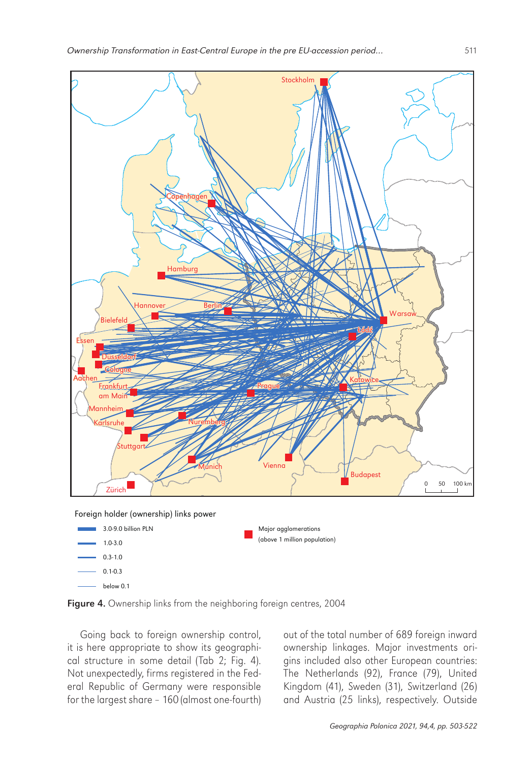Foreign holder (ownership) links power

- 3.0-9.0 billion PLN
- 1.0-3.0
- 0.3-1.0
- 0.1-0.3
- below 0.1

Major agglomerations (above 1 million population)

**Figure 4.** Ownership links from the neighboring foreign centres, 2004

Going back to foreign ownership control, it is here appropriate to show its geographical structure in some detail (Tab 2; Fig. 4). Not unexpectedly, firms registered in the Federal Republic of Germany were responsible for the largest share – 160 (almost one-fourth) out of the total number of 689 foreign inward ownership linkages. Major investments origins included also other European countries: The Netherlands (92), France (79), United Kingdom (41), Sweden (31), Switzerland (26) and Austria (25 links), respectively. Outside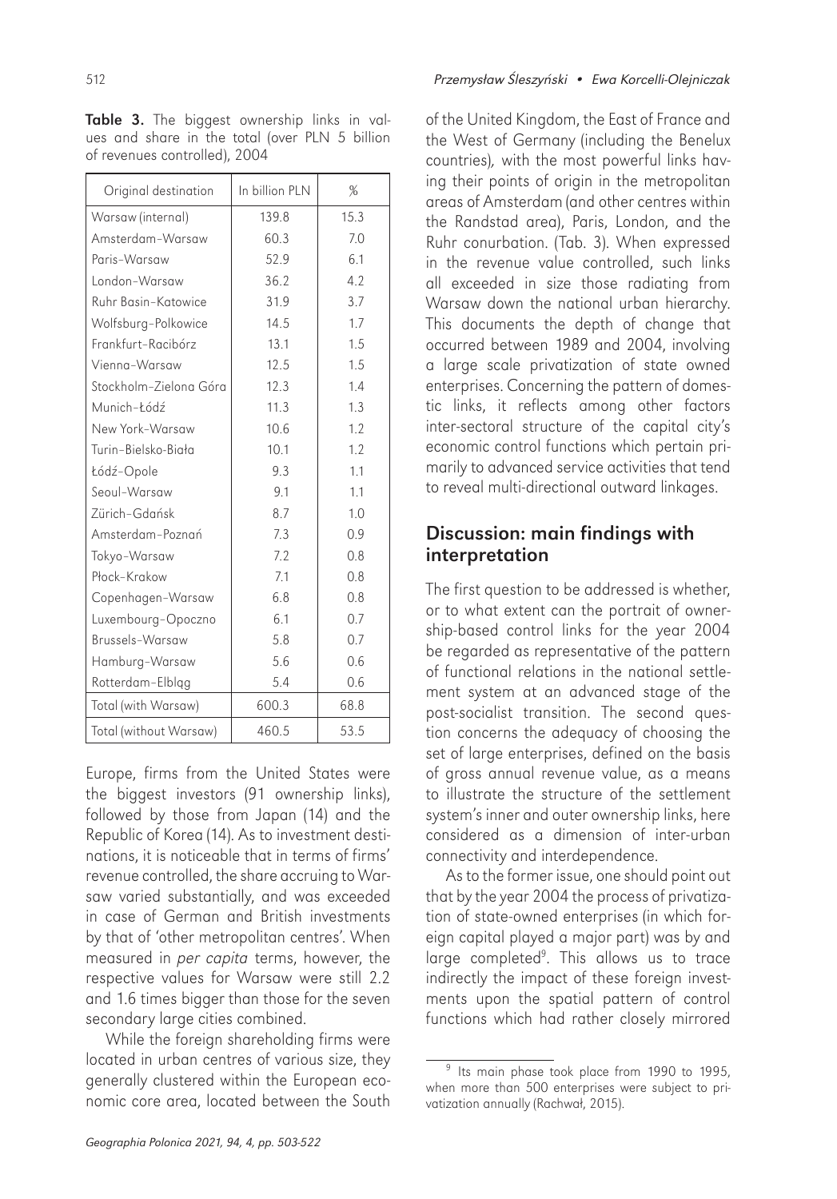**Table 3.** The biggest ownership links in values and share in the total (over PLN 5 billion of revenues controlled), 2004

| Original destination | In billion PLN | % |
|---|---|---|
| Warsaw (internal) | 139.8 | 15.3 |
| Amsterdam–Warsaw | 60.3 | 7.0 |
| Paris–Warsaw | 52.9 | 6.1 |
| London–Warsaw | 36.2 | 4.2 |
| Ruhr Basin–Katowice | 31.9 | 3.7 |
| Wolfsburg–Polkowice | 14.5 | 1.7 |
| Frankfurt–Racibórz | 13.1 | 1.5 |
| Vienna–Warsaw | 12.5 | 1.5 |
| Stockholm–Zielona Góra | 12.3 | 1.4 |
| Munich–Łódź | 11.3 | 1.3 |
| New York–Warsaw | 10.6 | 1.2 |
| Turin–Bielsko-Biała | 10.1 | 1.2 |
| Łódź–Opole | 9.3 | 1.1 |
| Seoul–Warsaw | 9.1 | 1.1 |
| Zürich–Gdańsk | 8.7 | 1.0 |
| Amsterdam–Poznań | 7.3 | 0.9 |
| Tokyo–Warsaw | 7.2 | 0.8 |
| Płock–Krakow | 7.1 | 0.8 |
| Copenhagen–Warsaw | 6.8 | 0.8 |
| Luxembourg–Opoczno | 6.1 | 0.7 |
| Brussels–Warsaw | 5.8 | 0.7 |
| Hamburg–Warsaw | 5.6 | 0.6 |
| Rotterdam–Elbląg | 5.4 | 0.6 |
| Total (with Warsaw) | 600.3 | 68.8 |
| Total (without Warsaw) | 460.5 | 53.5 |

Europe, firms from the United States were the biggest investors (91 ownership links), followed by those from Japan (14) and the Republic of Korea (14). As to investment destinations, it is noticeable that in terms of firms' revenue controlled, the share accruing to Warsaw varied substantially, and was exceeded in case of German and British investments by that of 'other metropolitan centres'. When measured in *per capita* terms, however, the respective values for Warsaw were still 2.2 and 1.6 times bigger than those for the seven secondary large cities combined.

While the foreign shareholding firms were located in urban centres of various size, they generally clustered within the European economic core area, located between the South of the United Kingdom, the East of France and the West of Germany (including the Benelux countries), with the most powerful links having their points of origin in the metropolitan areas of Amsterdam (and other centres within the Randstad area), Paris, London, and the Ruhr conurbation. (Tab. 3). When expressed in the revenue value controlled, such links all exceeded in size those radiating from Warsaw down the national urban hierarchy. This documents the depth of change that occurred between 1989 and 2004, involving a large scale privatization of state owned enterprises. Concerning the pattern of domestic links, it reflects among other factors inter-sectoral structure of the capital city's economic control functions which pertain primarily to advanced service activities that tend to reveal multi-directional outward linkages.

## Discussion: main findings with interpretation

The first question to be addressed is whether, or to what extent can the portrait of ownership-based control links for the year 2004 be regarded as representative of the pattern of functional relations in the national settlement system at an advanced stage of the post-socialist transition. The second question concerns the adequacy of choosing the set of large enterprises, defined on the basis of gross annual revenue value, as a means to illustrate the structure of the settlement system's inner and outer ownership links, here considered as a dimension of inter-urban connectivity and interdependence.

As to the former issue, one should point out that by the year 2004 the process of privatization of state-owned enterprises (in which foreign capital played a major part) was by and large completed[9]. This allows us to trace indirectly the impact of these foreign investments upon the spatial pattern of control functions which had rather closely mirrored

[9] Its main phase took place from 1990 to 1995, when more than 500 enterprises were subject to privatization annually (Rachwał, 2015).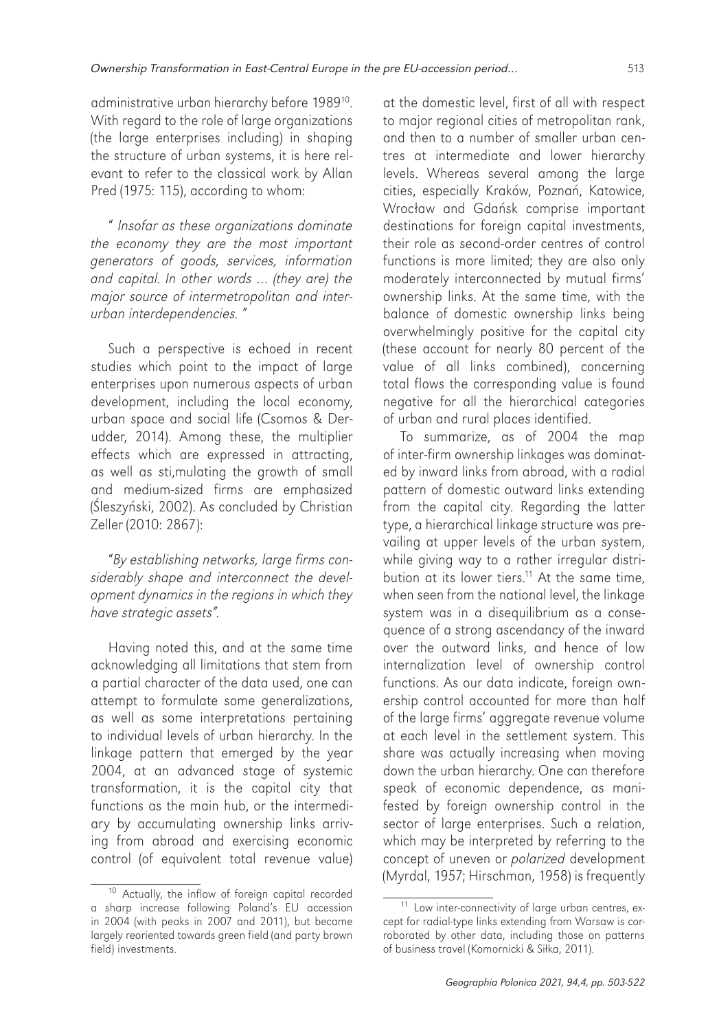administrative urban hierarchy before 1989[10]. With regard to the role of large organizations (the large enterprises including) in shaping the structure of urban systems, it is here relevant to refer to the classical work by Allan Pred (1975: 115), according to whom:

*" Insofar as these organizations dominate the economy they are the most important generators of goods, services, information and capital. In other words … (they are) the major source of intermetropolitan and interurban interdependencies. "*

Such a perspective is echoed in recent studies which point to the impact of large enterprises upon numerous aspects of urban development, including the local economy, urban space and social life (Csomos & Derudder, 2014). Among these, the multiplier effects which are expressed in attracting, as well as sti,mulating the growth of small and medium-sized firms are emphasized (Śleszyński, 2002). As concluded by Christian Zeller (2010: 2867):

*"By establishing networks, large firms considerably shape and interconnect the development dynamics in the regions in which they have strategic assets".*

Having noted this, and at the same time acknowledging all limitations that stem from a partial character of the data used, one can attempt to formulate some generalizations, as well as some interpretations pertaining to individual levels of urban hierarchy. In the linkage pattern that emerged by the year 2004, at an advanced stage of systemic transformation, it is the capital city that functions as the main hub, or the intermediary by accumulating ownership links arriving from abroad and exercising economic control (of equivalent total revenue value) at the domestic level, first of all with respect to major regional cities of metropolitan rank, and then to a number of smaller urban centres at intermediate and lower hierarchy levels. Whereas several among the large cities, especially Kraków, Poznań, Katowice, Wrocław and Gdańsk comprise important destinations for foreign capital investments, their role as second-order centres of control functions is more limited; they are also only moderately interconnected by mutual firms' ownership links. At the same time, with the balance of domestic ownership links being overwhelmingly positive for the capital city (these account for nearly 80 percent of the value of all links combined), concerning total flows the corresponding value is found negative for all the hierarchical categories of urban and rural places identified.

To summarize, as of 2004 the map of inter-firm ownership linkages was dominated by inward links from abroad, with a radial pattern of domestic outward links extending from the capital city. Regarding the latter type, a hierarchical linkage structure was prevailing at upper levels of the urban system, while giving way to a rather irregular distribution at its lower tiers.[11] At the same time, when seen from the national level, the linkage system was in a disequilibrium as a consequence of a strong ascendancy of the inward over the outward links, and hence of low internalization level of ownership control functions. As our data indicate, foreign ownership control accounted for more than half of the large firms' aggregate revenue volume at each level in the settlement system. This share was actually increasing when moving down the urban hierarchy. One can therefore speak of economic dependence, as manifested by foreign ownership control in the sector of large enterprises. Such a relation, which may be interpreted by referring to the concept of uneven or *polarized* development (Myrdal, 1957; Hirschman, 1958) is frequently

---

[10] Actually, the inflow of foreign capital recorded a sharp increase following Poland's EU accession in 2004 (with peaks in 2007 and 2011), but became largely reoriented towards green field (and party brown field) investments.

[11] Low inter-connectivity of large urban centres, except for radial-type links extending from Warsaw is corroborated by other data, including those on patterns of business travel (Komornicki & Siłka, 2011).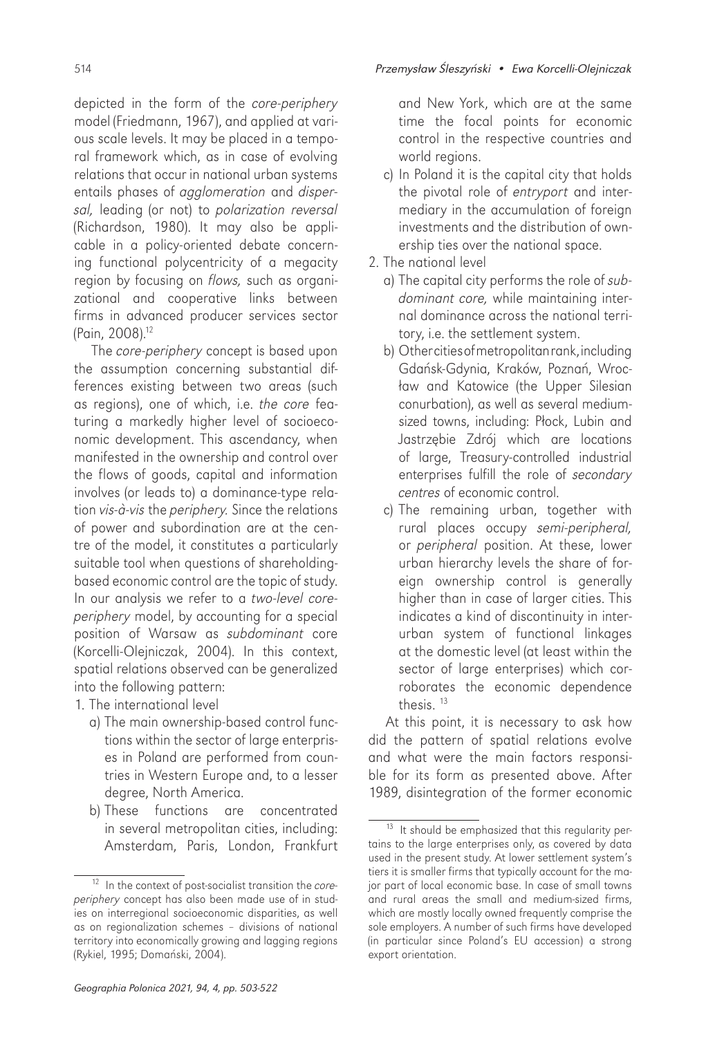depicted in the form of the *core-periphery* model (Friedmann, 1967), and applied at various scale levels. It may be placed in a temporal framework which, as in case of evolving relations that occur in national urban systems entails phases of *agglomeration* and *dispersal,* leading (or not) to *polarization reversal* (Richardson, 1980). It may also be applicable in a policy-oriented debate concerning functional polycentricity of a megacity region by focusing on *flows,* such as organizational and cooperative links between firms in advanced producer services sector (Pain, 2008).[12]

The *core-periphery* concept is based upon the assumption concerning substantial differences existing between two areas (such as regions), one of which, i.e. *the core* featuring a markedly higher level of socioeconomic development. This ascendancy, when manifested in the ownership and control over the flows of goods, capital and information involves (or leads to) a dominance-type relation *vis-à-vis* the *periphery.* Since the relations of power and subordination are at the centre of the model, it constitutes a particularly suitable tool when questions of shareholding-based economic control are the topic of study. In our analysis we refer to a *two-level core-periphery* model, by accounting for a special position of Warsaw as *subdominant* core (Korcelli-Olejniczak, 2004). In this context, spatial relations observed can be generalized into the following pattern:

1. The international level
   a) The main ownership-based control functions within the sector of large enterprises in Poland are performed from countries in Western Europe and, to a lesser degree, North America.
   b) These functions are concentrated in several metropolitan cities, including: Amsterdam, Paris, London, Frankfurt and New York, which are at the same time the focal points for economic control in the respective countries and world regions.
   c) In Poland it is the capital city that holds the pivotal role of *entryport* and intermediary in the accumulation of foreign investments and the distribution of ownership ties over the national space.
2. The national level
   a) The capital city performs the role of *subdominant core,* while maintaining internal dominance across the national territory, i.e. the settlement system.
   b) Other cities of metropolitan rank, including Gdańsk-Gdynia, Kraków, Poznań, Wrocław and Katowice (the Upper Silesian conurbation), as well as several medium-sized towns, including: Płock, Lubin and Jastrzębie Zdrój which are locations of large, Treasury-controlled industrial enterprises fulfill the role of *secondary centres* of economic control.
   c) The remaining urban, together with rural places occupy *semi-peripheral,* or *peripheral* position. At these, lower urban hierarchy levels the share of foreign ownership control is generally higher than in case of larger cities. This indicates a kind of discontinuity in inter-urban system of functional linkages at the domestic level (at least within the sector of large enterprises) which corroborates the economic dependence thesis.[13]

At this point, it is necessary to ask how did the pattern of spatial relations evolve and what were the main factors responsible for its form as presented above. After 1989, disintegration of the former economic

[12] In the context of post-socialist transition the *core-periphery* concept has also been made use of in studies on interregional socioeconomic disparities, as well as on regionalization schemes – divisions of national territory into economically growing and lagging regions (Rykiel, 1995; Domański, 2004).

[13] It should be emphasized that this regularity pertains to the large enterprises only, as covered by data used in the present study. At lower settlement system's tiers it is smaller firms that typically account for the major part of local economic base. In case of small towns and rural areas the small and medium-sized firms, which are mostly locally owned frequently comprise the sole employers. A number of such firms have developed (in particular since Poland's EU accession) a strong export orientation.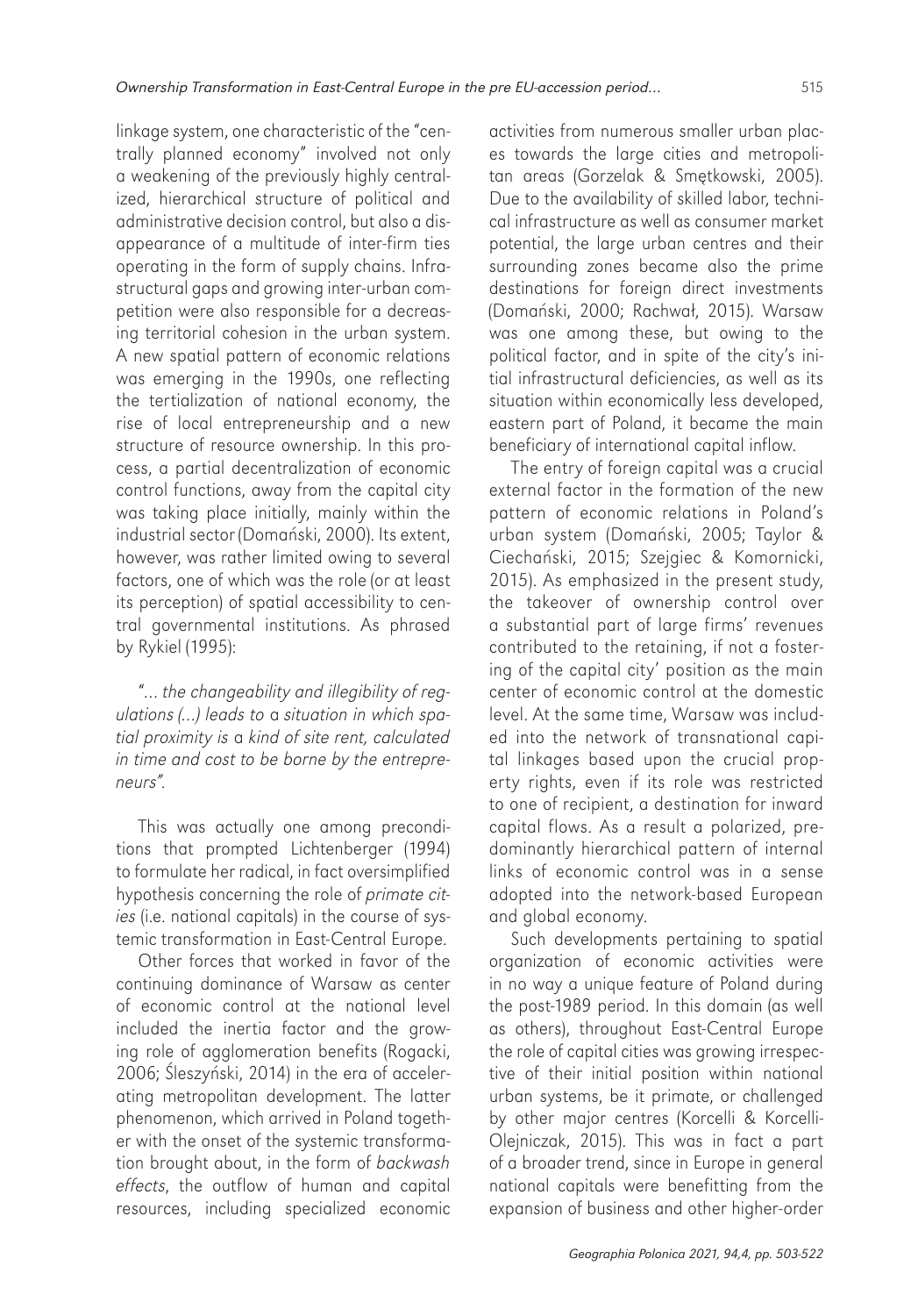linkage system, one characteristic of the "centrally planned economy" involved not only a weakening of the previously highly centralized, hierarchical structure of political and administrative decision control, but also a disappearance of a multitude of inter-firm ties operating in the form of supply chains. Infrastructural gaps and growing inter-urban competition were also responsible for a decreasing territorial cohesion in the urban system. A new spatial pattern of economic relations was emerging in the 1990s, one reflecting the tertialization of national economy, the rise of local entrepreneurship and a new structure of resource ownership. In this process, a partial decentralization of economic control functions, away from the capital city was taking place initially, mainly within the industrial sector (Domański, 2000). Its extent, however, was rather limited owing to several factors, one of which was the role (or at least its perception) of spatial accessibility to central governmental institutions. As phrased by Rykiel (1995):

*"… the changeability and illegibility of regulations (…) leads to* a *situation in which spatial proximity is* a *kind of site rent, calculated in time and cost to be borne by the entrepreneurs".*

This was actually one among preconditions that prompted Lichtenberger (1994) to formulate her radical, in fact oversimplified hypothesis concerning the role of *primate cities* (i.e. national capitals) in the course of systemic transformation in East-Central Europe.

Other forces that worked in favor of the continuing dominance of Warsaw as center of economic control at the national level included the inertia factor and the growing role of agglomeration benefits (Rogacki, 2006; Śleszyński, 2014) in the era of accelerating metropolitan development. The latter phenomenon, which arrived in Poland together with the onset of the systemic transformation brought about, in the form of *backwash effects*, the outflow of human and capital resources, including specialized economic activities from numerous smaller urban places towards the large cities and metropolitan areas (Gorzelak & Smętkowski, 2005). Due to the availability of skilled labor, technical infrastructure as well as consumer market potential, the large urban centres and their surrounding zones became also the prime destinations for foreign direct investments (Domański, 2000; Rachwał, 2015). Warsaw was one among these, but owing to the political factor, and in spite of the city's initial infrastructural deficiencies, as well as its situation within economically less developed, eastern part of Poland, it became the main beneficiary of international capital inflow.

The entry of foreign capital was a crucial external factor in the formation of the new pattern of economic relations in Poland's urban system (Domański, 2005; Taylor & Ciechański, 2015; Szejgiec & Komornicki, 2015). As emphasized in the present study, the takeover of ownership control over a substantial part of large firms' revenues contributed to the retaining, if not a fostering of the capital city' position as the main center of economic control at the domestic level. At the same time, Warsaw was included into the network of transnational capital linkages based upon the crucial property rights, even if its role was restricted to one of recipient, a destination for inward capital flows. As a result a polarized, predominantly hierarchical pattern of internal links of economic control was in a sense adopted into the network-based European and global economy.

Such developments pertaining to spatial organization of economic activities were in no way a unique feature of Poland during the post-1989 period. In this domain (as well as others), throughout East-Central Europe the role of capital cities was growing irrespective of their initial position within national urban systems, be it primate, or challenged by other major centres (Korcelli & Korcelli-Olejniczak, 2015). This was in fact a part of a broader trend, since in Europe in general national capitals were benefitting from the expansion of business and other higher-order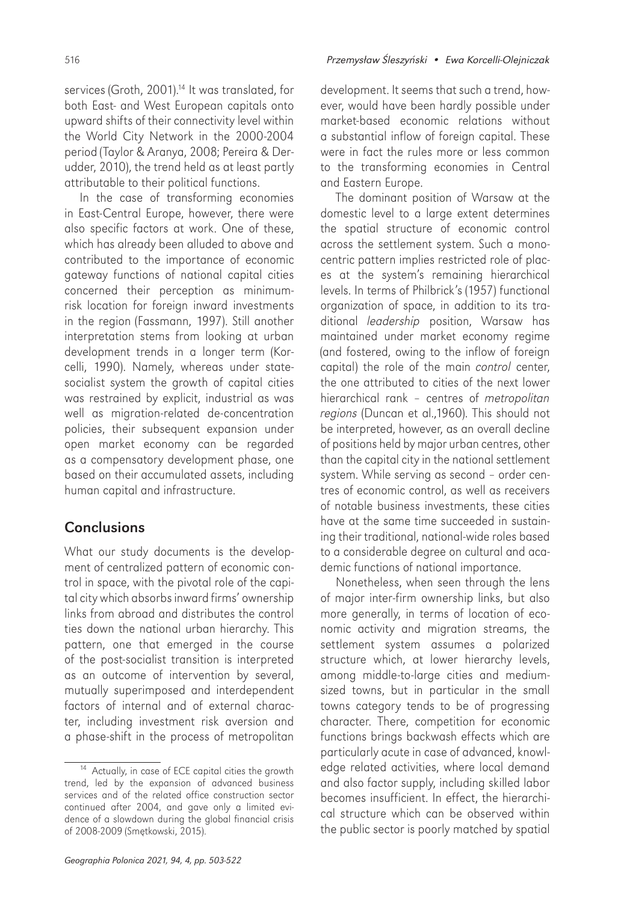services (Groth, 2001).[14] It was translated, for both East- and West European capitals onto upward shifts of their connectivity level within the World City Network in the 2000-2004 period (Taylor & Aranya, 2008; Pereira & Derudder, 2010), the trend held as at least partly attributable to their political functions.

In the case of transforming economies in East-Central Europe, however, there were also specific factors at work. One of these, which has already been alluded to above and contributed to the importance of economic gateway functions of national capital cities concerned their perception as minimum-risk location for foreign inward investments in the region (Fassmann, 1997). Still another interpretation stems from looking at urban development trends in a longer term (Korcelli, 1990). Namely, whereas under state-socialist system the growth of capital cities was restrained by explicit, industrial as was well as migration-related de-concentration policies, their subsequent expansion under open market economy can be regarded as a compensatory development phase, one based on their accumulated assets, including human capital and infrastructure.

## Conclusions

What our study documents is the development of centralized pattern of economic control in space, with the pivotal role of the capital city which absorbs inward firms' ownership links from abroad and distributes the control ties down the national urban hierarchy. This pattern, one that emerged in the course of the post-socialist transition is interpreted as an outcome of intervention by several, mutually superimposed and interdependent factors of internal and of external character, including investment risk aversion and a phase-shift in the process of metropolitan development. It seems that such a trend, however, would have been hardly possible under market-based economic relations without a substantial inflow of foreign capital. These were in fact the rules more or less common to the transforming economies in Central and Eastern Europe.

The dominant position of Warsaw at the domestic level to a large extent determines the spatial structure of economic control across the settlement system. Such a monocentric pattern implies restricted role of places at the system's remaining hierarchical levels. In terms of Philbrick's (1957) functional organization of space, in addition to its traditional *leadership* position, Warsaw has maintained under market economy regime (and fostered, owing to the inflow of foreign capital) the role of the main *control* center, the one attributed to cities of the next lower hierarchical rank – centres of *metropolitan regions* (Duncan et al.,1960). This should not be interpreted, however, as an overall decline of positions held by major urban centres, other than the capital city in the national settlement system. While serving as second – order centres of economic control, as well as receivers of notable business investments, these cities have at the same time succeeded in sustaining their traditional, national-wide roles based to a considerable degree on cultural and academic functions of national importance.

Nonetheless, when seen through the lens of major inter-firm ownership links, but also more generally, in terms of location of economic activity and migration streams, the settlement system assumes a polarized structure which, at lower hierarchy levels, among middle-to-large cities and medium-sized towns, but in particular in the small towns category tends to be of progressing character. There, competition for economic functions brings backwash effects which are particularly acute in case of advanced, knowledge related activities, where local demand and also factor supply, including skilled labor becomes insufficient. In effect, the hierarchical structure which can be observed within the public sector is poorly matched by spatial

[14] Actually, in case of ECE capital cities the growth trend, led by the expansion of advanced business services and of the related office construction sector continued after 2004, and gave only a limited evidence of a slowdown during the global financial crisis of 2008-2009 (Smętkowski, 2015).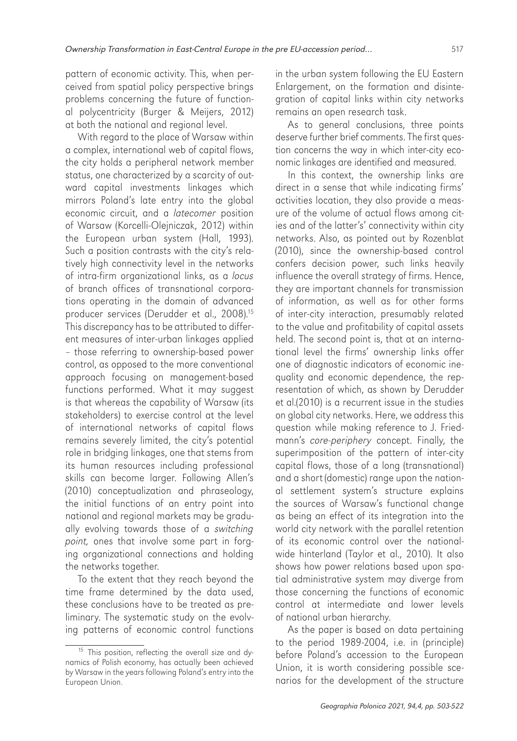pattern of economic activity. This, when perceived from spatial policy perspective brings problems concerning the future of functional polycentricity (Burger & Meijers, 2012) at both the national and regional level.

With regard to the place of Warsaw within a complex, international web of capital flows, the city holds a peripheral network member status, one characterized by a scarcity of outward capital investments linkages which mirrors Poland's late entry into the global economic circuit, and a *latecomer* position of Warsaw (Korcelli-Olejniczak, 2012) within the European urban system (Hall, 1993). Such a position contrasts with the city's relatively high connectivity level in the networks of intra-firm organizational links, as a *locus* of branch offices of transnational corporations operating in the domain of advanced producer services (Derudder et al., 2008).[15] This discrepancy has to be attributed to different measures of inter-urban linkages applied – those referring to ownership-based power control, as opposed to the more conventional approach focusing on management-based functions performed. What it may suggest is that whereas the capability of Warsaw (its stakeholders) to exercise control at the level of international networks of capital flows remains severely limited, the city's potential role in bridging linkages, one that stems from its human resources including professional skills can become larger. Following Allen's (2010) conceptualization and phraseology, the initial functions of an entry point into national and regional markets may be gradually evolving towards those of a *switching point,* ones that involve some part in forging organizational connections and holding the networks together.

To the extent that they reach beyond the time frame determined by the data used, these conclusions have to be treated as preliminary. The systematic study on the evolving patterns of economic control functions in the urban system following the EU Eastern Enlargement, on the formation and disintegration of capital links within city networks remains an open research task.

As to general conclusions, three points deserve further brief comments. The first question concerns the way in which inter-city economic linkages are identified and measured.

In this context, the ownership links are direct in a sense that while indicating firms' activities location, they also provide a measure of the volume of actual flows among cities and of the latter's' connectivity within city networks. Also, as pointed out by Rozenblat (2010), since the ownership-based control confers decision power, such links heavily influence the overall strategy of firms. Hence, they are important channels for transmission of information, as well as for other forms of inter-city interaction, presumably related to the value and profitability of capital assets held. The second point is, that at an international level the firms' ownership links offer one of diagnostic indicators of economic inequality and economic dependence, the representation of which, as shown by Derudder et al.(2010) is a recurrent issue in the studies on global city networks. Here, we address this question while making reference to J. Friedmann's *core-periphery* concept. Finally, the superimposition of the pattern of inter-city capital flows, those of a long (transnational) and a short (domestic) range upon the national settlement system's structure explains the sources of Warsaw's functional change as being an effect of its integration into the world city network with the parallel retention of its economic control over the national-wide hinterland (Taylor et al., 2010). It also shows how power relations based upon spatial administrative system may diverge from those concerning the functions of economic control at intermediate and lower levels of national urban hierarchy.

As the paper is based on data pertaining to the period 1989-2004, i.e. in (principle) before Poland's accession to the European Union, it is worth considering possible scenarios for the development of the structure

[15] This position, reflecting the overall size and dynamics of Polish economy, has actually been achieved by Warsaw in the years following Poland's entry into the European Union.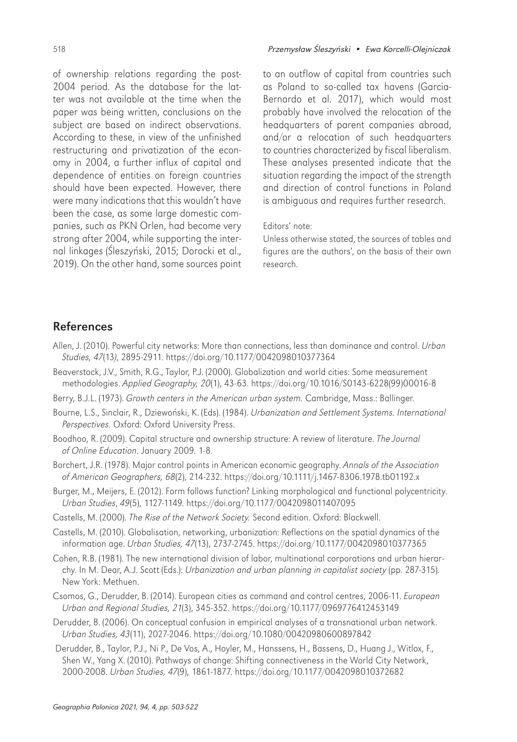of ownership relations regarding the post-2004 period. As the database for the latter was not available at the time when the paper was being written, conclusions on the subject are based on indirect observations. According to these, in view of the unfinished restructuring and privatization of the economy in 2004, a further influx of capital and dependence of entities on foreign countries should have been expected. However, there were many indications that this wouldn't have been the case, as some large domestic companies, such as PKN Orlen, had become very strong after 2004, while supporting the internal linkages (Śleszyński, 2015; Dorocki et al., 2019). On the other hand, some sources point to an outflow of capital from countries such as Poland to so-called tax havens (Garcia-Bernardo et al. 2017), which would most probably have involved the relocation of the headquarters of parent companies abroad, and/or a relocation of such headquarters to countries characterized by fiscal liberalism. These analyses presented indicate that the situation regarding the impact of the strength and direction of control functions in Poland is ambiguous and requires further research.

Editors' note:
Unless otherwise stated, the sources of tables and figures are the authors', on the basis of their own research.

## References

Allen, J. (2010). Powerful city networks: More than connections, less than dominance and control. *Urban Studies, 47*(13), 2895-2911. https://doi.org/10.1177/0042098010377364

Beaverstock, J.V., Smith, R.G., Taylor, P.J. (2000). Globalization and world cities: Some measurement methodologies. *Applied Geography, 20*(1), 43-63. https://doi.org/10.1016/S0143-6228(99)00016-8

Berry, B.J.L. (1973). *Growth centers in the American urban system.* Cambridge, Mass.: Ballinger.

Bourne, L.S., Sinclair, R., Dziewoński, K. (Eds). (1984). *Urbanization and Settlement Systems. International Perspectives.* Oxford: Oxford University Press.

Boodhoo, R. (2009). Capital structure and ownership structure: A review of literature. *The Journal of Online Education.* January 2009. 1-8.

Borchert, J.R. (1978). Major control points in American economic geography. *Annals of the Association of American Geographers, 68*(2), 214-232. https://doi.org/10.1111/j.1467-8306.1978.tb01192.x

Burger, M., Meijers, E. (2012). Form follows function? Linking morphological and functional polycentricity. *Urban Studies*, *49*(5), 1127-1149. https://doi.org/10.1177/0042098011407095

Castells, M. (2000). *The Rise of the Network Society.* Second edition. Oxford: Blackwell.

Castells, M. (2010). Globalisation, networking, urbanization: Reflections on the spatial dynamics of the information age. *Urban Studies, 47*(13), 2737-2745. https://doi.org/10.1177/0042098010377365

Cohen, R.B. (1981). The new international division of labor, multinational corporations and urban hierarchy. In M. Dear, A.J. Scott (Eds.): *Urbanization and urban planning in capitalist society* (pp. 287-315). New York: Methuen.

Csomos, G., Derudder, B. (2014). European cities as command and control centres, 2006-11. *European Urban and Regional Studies, 21*(3), 345-352. https://doi.org/10.1177/0969776412453149

Derudder, B. (2006). On conceptual confusion in empirical analyses of a transnational urban network. *Urban Studies, 43*(11), 2027-2046. https://doi.org/10.1080/00420980600897842

Derudder, B., Taylor, P.J., Ni P., De Vos, A., Hoyler, M., Hanssens, H., Bassens, D., Huang J., Witlox, F., Shen W., Yang X. (2010). Pathways of change: Shifting connectiveness in the World City Network, 2000-2008. *Urban Studies, 47*(9), 1861-1877. https://doi.org/10.1177/0042098010372682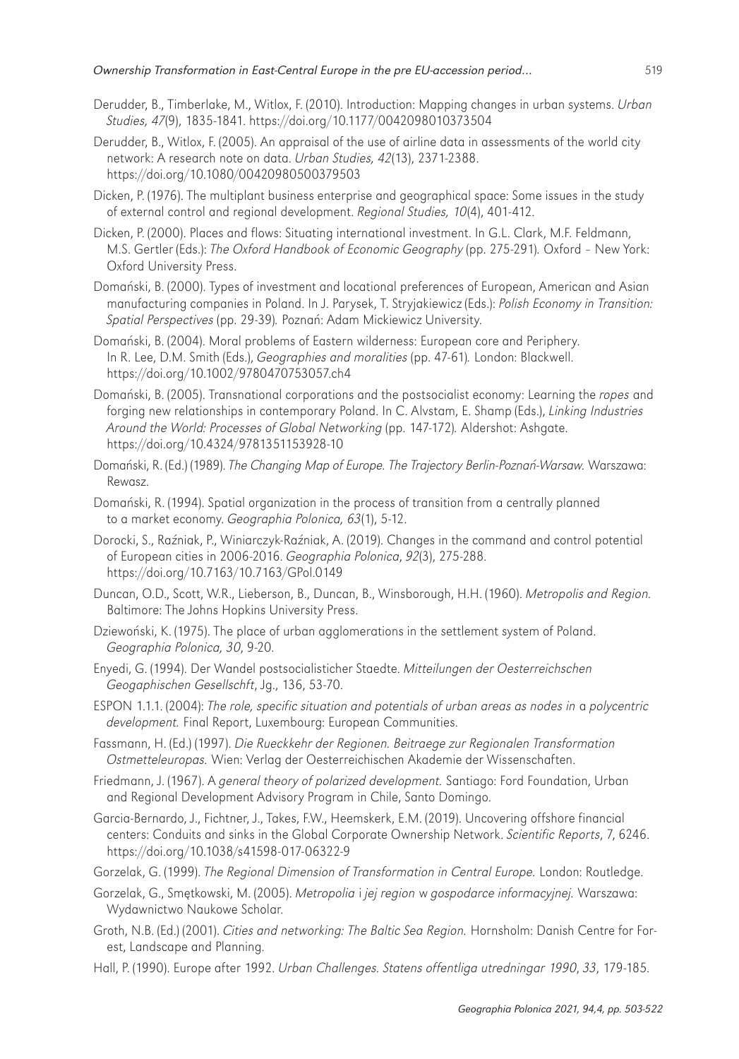Derudder, B., Timberlake, M., Witlox, F. (2010). Introduction: Mapping changes in urban systems. *Urban Studies, 47*(9), 1835-1841. https://doi.org/10.1177/0042098010373504

Derudder, B., Witlox, F. (2005). An appraisal of the use of airline data in assessments of the world city network: A research note on data. *Urban Studies, 42*(13), 2371-2388. https://doi.org/10.1080/00420980500379503

Dicken, P. (1976). The multiplant business enterprise and geographical space: Some issues in the study of external control and regional development. *Regional Studies, 10*(4), 401-412.

Dicken, P. (2000). Places and flows: Situating international investment. In G.L. Clark, M.F. Feldmann, M.S. Gertler (Eds.): *The Oxford Handbook of Economic Geography* (pp. 275-291). Oxford – New York: Oxford University Press.

Domański, B. (2000). Types of investment and locational preferences of European, American and Asian manufacturing companies in Poland. In J. Parysek, T. Stryjakiewicz (Eds.): *Polish Economy in Transition: Spatial Perspectives* (pp. 29-39). Poznań: Adam Mickiewicz University.

Domański, B. (2004). Moral problems of Eastern wilderness: European core and Periphery. In R. Lee, D.M. Smith (Eds.), *Geographies and moralities* (pp. 47-61). London: Blackwell. https://doi.org/10.1002/9780470753057.ch4

Domański, B. (2005). Transnational corporations and the postsocialist economy: Learning the *ropes* and forging new relationships in contemporary Poland. In C. Alvstam, E. Shamp (Eds.), *Linking Industries Around the World: Processes of Global Networking* (pp. 147-172). Aldershot: Ashgate. https://doi.org/10.4324/9781351153928-10

Domański, R. (Ed.) (1989). *The Changing Map of Europe. The Trajectory Berlin-Poznań-Warsaw.* Warszawa: Rewasz.

Domański, R. (1994). Spatial organization in the process of transition from a centrally planned to a market economy. *Geographia Polonica, 63*(1), 5-12.

Dorocki, S., Raźniak, P., Winiarczyk-Raźniak, A. (2019). Changes in the command and control potential of European cities in 2006-2016. *Geographia Polonica*, *92*(3), 275-288. https://doi.org/10.7163/10.7163/GPol.0149

Duncan, O.D., Scott, W.R., Lieberson, B., Duncan, B., Winsborough, H.H. (1960). *Metropolis and Region.* Baltimore: The Johns Hopkins University Press.

Dziewoński, K. (1975). The place of urban agglomerations in the settlement system of Poland. *Geographia Polonica, 30*, 9-20.

Enyedi, G. (1994). Der Wandel postsocialisticher Staedte. *Mitteilungen der Oesterreichschen Geogaphischen Gesellschft*, Jg., 136, 53-70.

ESPON 1.1.1. (2004): *The role, specific situation and potentials of urban areas as nodes in* a *polycentric development.* Final Report, Luxembourg: European Communities.

Fassmann, H. (Ed.) (1997). *Die Rueckkehr der Regionen. Beitraege zur Regionalen Transformation Ostmetteleuropas.* Wien: Verlag der Oesterreichischen Akademie der Wissenschaften.

Friedmann, J. (1967). A *general theory of polarized development.* Santiago: Ford Foundation, Urban and Regional Development Advisory Program in Chile, Santo Domingo.

Garcia-Bernardo, J., Fichtner, J., Takes, F.W., Heemskerk, E.M. (2019). Uncovering offshore financial centers: Conduits and sinks in the Global Corporate Ownership Network. *Scientific Reports*, 7, 6246. https://doi.org/10.1038/s41598-017-06322-9

Gorzelak, G. (1999). *The Regional Dimension of Transformation in Central Europe.* London: Routledge.

Gorzelak, G., Smętkowski, M. (2005). *Metropolia* i *jej region* w *gospodarce informacyjnej.* Warszawa: Wydawnictwo Naukowe Scholar.

Groth, N.B. (Ed.) (2001). *Cities and networking: The Baltic Sea Region.* Hornsholm: Danish Centre for Forest, Landscape and Planning.

Hall, P. (1990). Europe after 1992. *Urban Challenges. Statens offentliga utredningar 1990*, *33*, 179-185.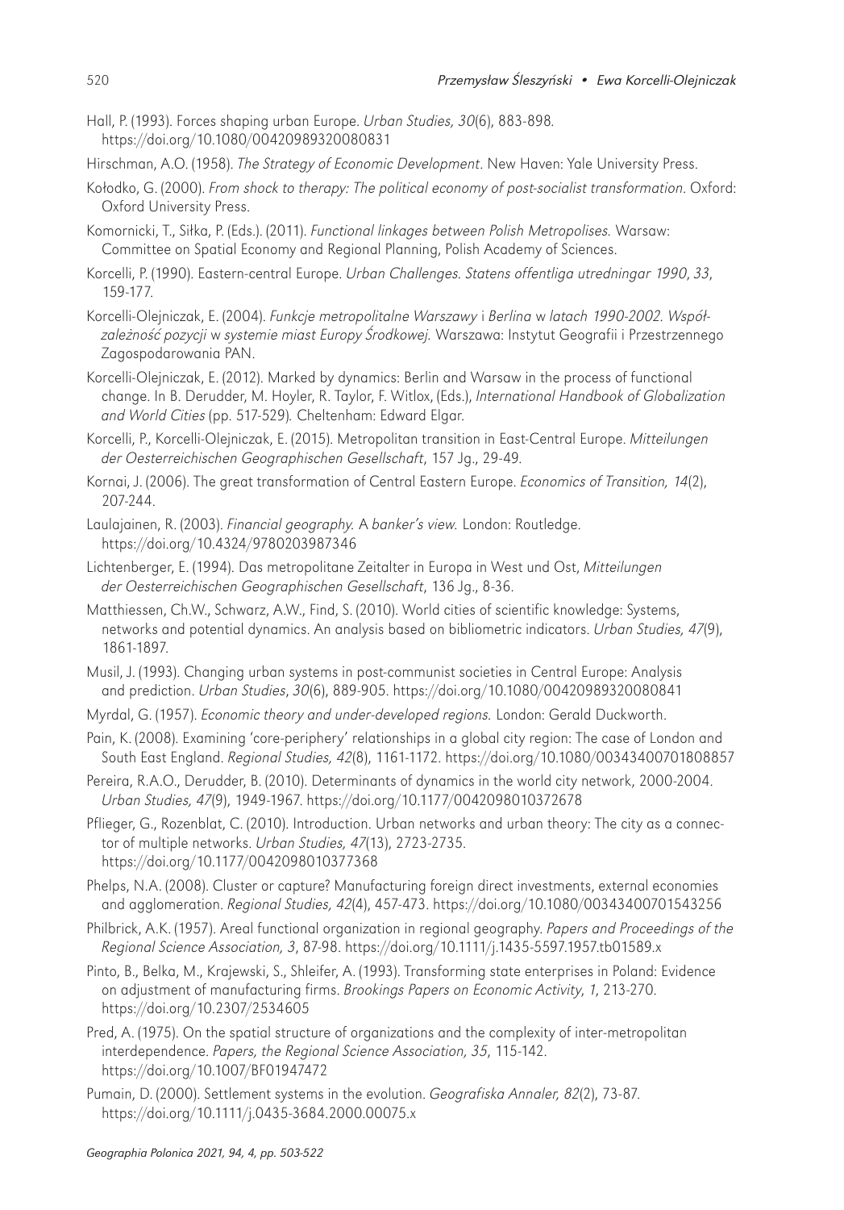Hall, P. (1993). Forces shaping urban Europe. *Urban Studies, 30*(6), 883-898. https://doi.org/10.1080/00420989320080831

Hirschman, A.O. (1958). *The Strategy of Economic Development*. New Haven: Yale University Press.

Kołodko, G. (2000). *From shock to therapy: The political economy of post-socialist transformation*. Oxford: Oxford University Press.

Komornicki, T., Siłka, P. (Eds.). (2011). *Functional linkages between Polish Metropolises.* Warsaw: Committee on Spatial Economy and Regional Planning, Polish Academy of Sciences.

Korcelli, P. (1990). Eastern-central Europe. *Urban Challenges. Statens offentliga utredningar 1990*, *33*, 159-177.

Korcelli-Olejniczak, E. (2004). *Funkcje metropolitalne Warszawy* i *Berlina* w *latach 1990-2002. Współzależność pozycji* w *systemie miast Europy Środkowej.* Warszawa: Instytut Geografii i Przestrzennego Zagospodarowania PAN.

Korcelli-Olejniczak, E. (2012). Marked by dynamics: Berlin and Warsaw in the process of functional change. In B. Derudder, M. Hoyler, R. Taylor, F. Witlox, (Eds.), *International Handbook of Globalization and World Cities* (pp. 517-529)*.* Cheltenham: Edward Elgar.

Korcelli, P., Korcelli-Olejniczak, E. (2015). Metropolitan transition in East-Central Europe. *Mitteilungen der Oesterreichischen Geographischen Gesellschaft*, 157 Jg., 29-49.

Kornai, J. (2006). The great transformation of Central Eastern Europe. *Economics of Transition, 14*(2), 207-244.

Laulajainen, R. (2003). *Financial geography.* A *banker's view.* London: Routledge. https://doi.org/10.4324/9780203987346

Lichtenberger, E. (1994). Das metropolitane Zeitalter in Europa in West und Ost, *Mitteilungen der Oesterreichischen Geographischen Gesellschaft*, 136 Jg., 8-36.

Matthiessen, Ch.W., Schwarz, A.W., Find, S. (2010). World cities of scientific knowledge: Systems, networks and potential dynamics. An analysis based on bibliometric indicators. *Urban Studies, 47*(9), 1861-1897.

Musil, J. (1993). Changing urban systems in post-communist societies in Central Europe: Analysis and prediction. *Urban Studies*, *30*(6), 889-905. https://doi.org/10.1080/00420989320080841

Myrdal, G. (1957). *Economic theory and under-developed regions.* London: Gerald Duckworth.

Pain, K. (2008). Examining 'core-periphery' relationships in a global city region: The case of London and South East England. *Regional Studies, 42*(8), 1161-1172. https://doi.org/10.1080/00343400701808857

Pereira, R.A.O., Derudder, B. (2010). Determinants of dynamics in the world city network, 2000-2004. *Urban Studies, 47*(9), 1949-1967. https://doi.org/10.1177/0042098010372678

Pflieger, G., Rozenblat, C. (2010). Introduction. Urban networks and urban theory: The city as a connector of multiple networks. *Urban Studies, 47*(13), 2723-2735. https://doi.org/10.1177/0042098010377368

Phelps, N.A. (2008). Cluster or capture? Manufacturing foreign direct investments, external economies and agglomeration. *Regional Studies, 42*(4), 457-473. https://doi.org/10.1080/00343400701543256

Philbrick, A.K. (1957). Areal functional organization in regional geography. *Papers and Proceedings of the Regional Science Association, 3*, 87-98. https://doi.org/10.1111/j.1435-5597.1957.tb01589.x

Pinto, B., Belka, M., Krajewski, S., Shleifer, A. (1993). Transforming state enterprises in Poland: Evidence on adjustment of manufacturing firms. *Brookings Papers on Economic Activity*, *1*, 213-270. https://doi.org/10.2307/2534605

Pred, A. (1975). On the spatial structure of organizations and the complexity of inter-metropolitan interdependence. *Papers, the Regional Science Association, 35*, 115-142. https://doi.org/10.1007/BF01947472

Pumain, D. (2000). Settlement systems in the evolution. *Geografiska Annaler, 82*(2), 73-87. https://doi.org/10.1111/j.0435-3684.2000.00075.x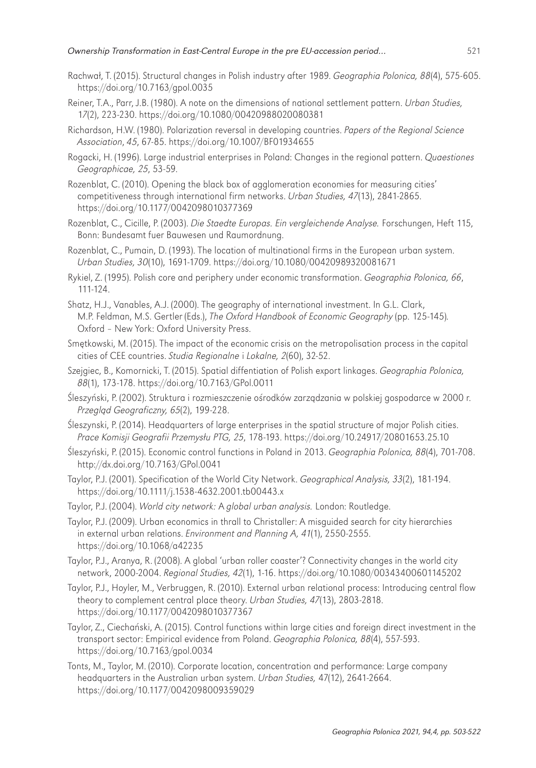Rachwał, T. (2015). Structural changes in Polish industry after 1989. *Geographia Polonica, 88*(4), 575-605. https://doi.org/10.7163/gpol.0035

Reiner, T.A., Parr, J.B. (1980). A note on the dimensions of national settlement pattern. *Urban Studies, 17*(2), 223-230. https://doi.org/10.1080/00420988020080381

Richardson, H.W. (1980). Polarization reversal in developing countries. *Papers of the Regional Science Association*, *45*, 67-85. https://doi.org/10.1007/BF01934655

Rogacki, H. (1996). Large industrial enterprises in Poland: Changes in the regional pattern. *Quaestiones Geographicae, 25*, 53-59.

Rozenblat, C. (2010). Opening the black box of agglomeration economies for measuring cities' competitiveness through international firm networks. *Urban Studies, 47*(13), 2841-2865. https://doi.org/10.1177/0042098010377369

Rozenblat, C., Cicille, P. (2003). *Die Staedte Europas. Ein vergleichende Analyse.* Forschungen, Heft 115, Bonn: Bundesamt fuer Bauwesen und Raumordnung.

Rozenblat, C., Pumain, D. (1993). The location of multinational firms in the European urban system. *Urban Studies, 30*(10), 1691-1709. https://doi.org/10.1080/00420989320081671

Rykiel, Z. (1995). Polish core and periphery under economic transformation. *Geographia Polonica, 66*, 111-124.

Shatz, H.J., Vanables, A.J. (2000). The geography of international investment. In G.L. Clark, M.P. Feldman, M.S. Gertler (Eds.), *The Oxford Handbook of Economic Geography* (pp. 125-145). Oxford – New York: Oxford University Press.

Smętkowski, M. (2015). The impact of the economic crisis on the metropolisation process in the capital cities of CEE countries. *Studia Regionalne* i *Lokalne, 2*(60), 32-52.

Szejgiec, B., Komornicki, T. (2015). Spatial diffentiation of Polish export linkages. *Geographia Polonica, 88*(1), 173-178. https://doi.org/10.7163/GPol.0011

Śleszyński, P. (2002). Struktura i rozmieszczenie ośrodków zarządzania w polskiej gospodarce w 2000 r. *Przegląd Geograficzny, 65*(2), 199-228.

Śleszynski, P. (2014). Headquarters of large enterprises in the spatial structure of major Polish cities. *Prace Komisji Geografii Przemysłu PTG, 25*, 178-193. https://doi.org/10.24917/20801653.25.10

Śleszyński, P. (2015). Economic control functions in Poland in 2013. *Geographia Polonica, 88*(4), 701-708. http://dx.doi.org/10.7163/GPol.0041

Taylor, P.J. (2001). Specification of the World City Network. *Geographical Analysis, 33*(2), 181-194. https://doi.org/10.1111/j.1538-4632.2001.tb00443.x

Taylor, P.J. (2004). *World city network:* A *global urban analysis.* London: Routledge.

Taylor, P.J. (2009). Urban economics in thrall to Christaller: A misguided search for city hierarchies in external urban relations. *Environment and Planning A, 41*(1), 2550-2555. https://doi.org/10.1068/a42235

Taylor, P.J., Aranya, R. (2008). A global 'urban roller coaster'? Connectivity changes in the world city network, 2000-2004. *Regional Studies, 42*(1), 1-16. https://doi.org/10.1080/00343400601145202

Taylor, P.J., Hoyler, M., Verbruggen, R. (2010). External urban relational process: Introducing central flow theory to complement central place theory. *Urban Studies, 47*(13), 2803-2818. https://doi.org/10.1177/0042098010377367

Taylor, Z., Ciechański, A. (2015). Control functions within large cities and foreign direct investment in the transport sector: Empirical evidence from Poland. *Geographia Polonica, 88*(4), 557-593. https://doi.org/10.7163/gpol.0034

Tonts, M., Taylor, M. (2010). Corporate location, concentration and performance: Large company headquarters in the Australian urban system. *Urban Studies,* 47(12), 2641-2664. https://doi.org/10.1177/0042098009359029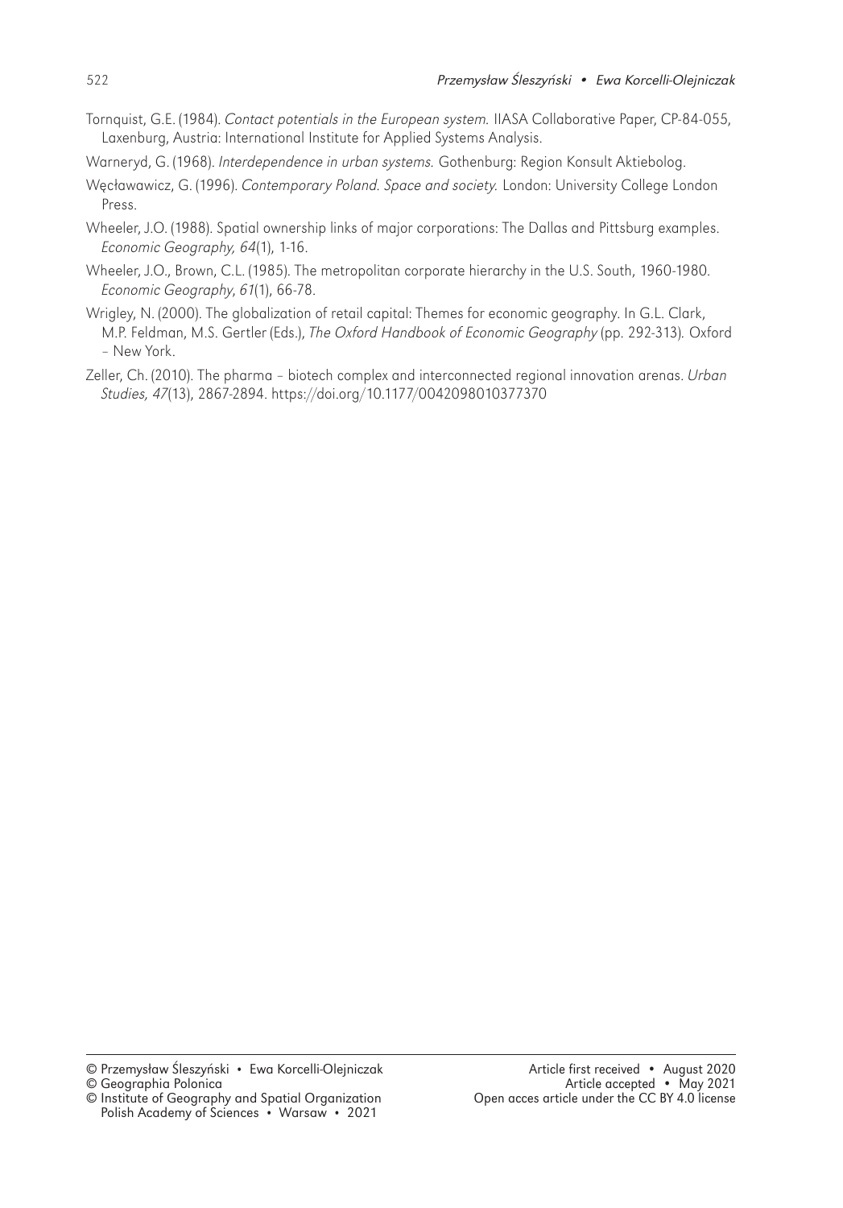Tornquist, G.E. (1984). *Contact potentials in the European system.* IIASA Collaborative Paper, CP-84-055, Laxenburg, Austria: International Institute for Applied Systems Analysis.

Warneryd, G. (1968). *Interdependence in urban systems.* Gothenburg: Region Konsult Aktiebolog.

Węcławawicz, G. (1996). *Contemporary Poland. Space and society.* London: University College London Press.

Wheeler, J.O. (1988). Spatial ownership links of major corporations: The Dallas and Pittsburg examples. *Economic Geography, 64*(1), 1-16.

Wheeler, J.O., Brown, C.L. (1985). The metropolitan corporate hierarchy in the U.S. South, 1960-1980. *Economic Geography*, *61*(1), 66-78.

Wrigley, N. (2000). The globalization of retail capital: Themes for economic geography. In G.L. Clark, M.P. Feldman, M.S. Gertler (Eds.), *The Oxford Handbook of Economic Geography* (pp. 292-313). Oxford – New York.

Zeller, Ch. (2010). The pharma – biotech complex and interconnected regional innovation arenas. *Urban Studies, 47*(13), 2867-2894. https://doi.org/10.1177/0042098010377370

© Przemysław Śleszyński • Ewa Korcelli-Olejniczak
© Geographia Polonica
© Institute of Geography and Spatial Organization Polish Academy of Sciences • Warsaw • 2021

Article first received • August 2020
Article accepted • May 2021
Open acces article under the CC BY 4.0 license